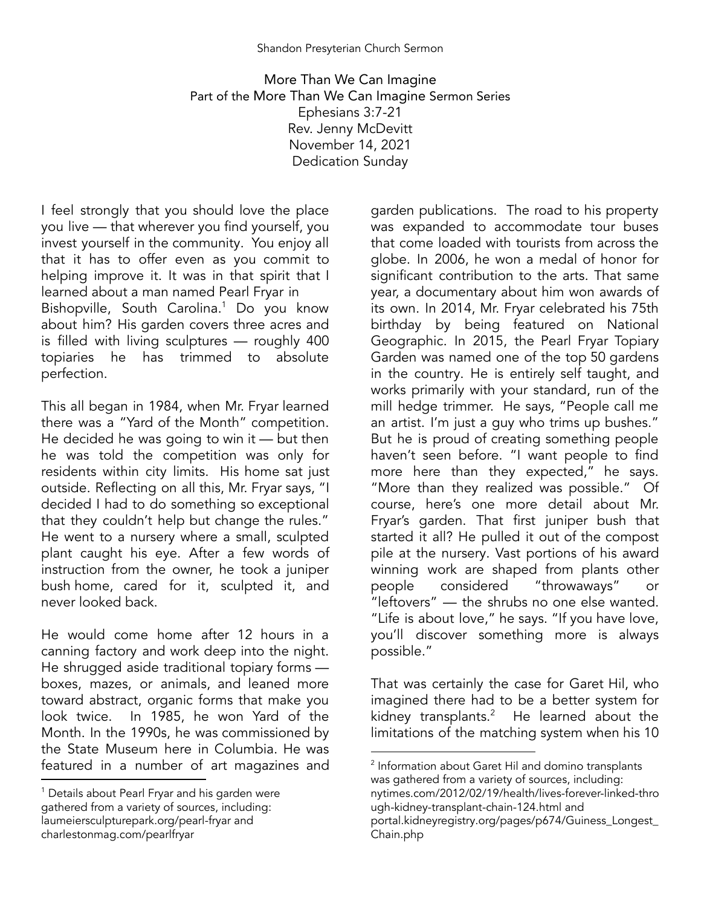Shandon Presyterian Church Sermon

# More Than We Can Imagine

Part of the More Than We Can Imagine Sermon Series
Ephesians 3:7-21
Rev. Jenny McDevitt
November 14, 2021
Dedication Sunday

I feel strongly that you should love the place you live — that wherever you find yourself, you invest yourself in the community. You enjoy all that it has to offer even as you commit to helping improve it. It was in that spirit that I learned about a man named Pearl Fryar in Bishopville, South Carolina.[1] Do you know about him? His garden covers three acres and is filled with living sculptures — roughly 400 topiaries he has trimmed to absolute perfection.

This all began in 1984, when Mr. Fryar learned there was a "Yard of the Month" competition. He decided he was going to win it — but then he was told the competition was only for residents within city limits. His home sat just outside. Reflecting on all this, Mr. Fryar says, "I decided I had to do something so exceptional that they couldn't help but change the rules." He went to a nursery where a small, sculpted plant caught his eye. After a few words of instruction from the owner, he took a juniper bush home, cared for it, sculpted it, and never looked back.

He would come home after 12 hours in a canning factory and work deep into the night. He shrugged aside traditional topiary forms — boxes, mazes, or animals, and leaned more toward abstract, organic forms that make you look twice. In 1985, he won Yard of the Month. In the 1990s, he was commissioned by the State Museum here in Columbia. He was featured in a number of art magazines and garden publications. The road to his property was expanded to accommodate tour buses that come loaded with tourists from across the globe. In 2006, he won a medal of honor for significant contribution to the arts. That same year, a documentary about him won awards of its own. In 2014, Mr. Fryar celebrated his 75th birthday by being featured on National Geographic. In 2015, the Pearl Fryar Topiary Garden was named one of the top 50 gardens in the country. He is entirely self taught, and works primarily with your standard, run of the mill hedge trimmer. He says, "People call me an artist. I'm just a guy who trims up bushes." But he is proud of creating something people haven't seen before. "I want people to find more here than they expected," he says. "More than they realized was possible." Of course, here's one more detail about Mr. Fryar's garden. That first juniper bush that started it all? He pulled it out of the compost pile at the nursery. Vast portions of his award winning work are shaped from plants other people considered "throwaways" or "leftovers" — the shrubs no one else wanted. "Life is about love," he says. "If you have love, you'll discover something more is always possible."

That was certainly the case for Garet Hil, who imagined there had to be a better system for kidney transplants.[2] He learned about the limitations of the matching system when his 10

---

[1] Details about Pearl Fryar and his garden were gathered from a variety of sources, including: laumeiersculpturepark.org/pearl-fryar and charlestonmag.com/pearlfryar

[2] Information about Garet Hil and domino transplants was gathered from a variety of sources, including: nytimes.com/2012/02/19/health/lives-forever-linked-through-kidney-transplant-chain-124.html and portal.kidneyregistry.org/pages/p674/Guiness_Longest_Chain.php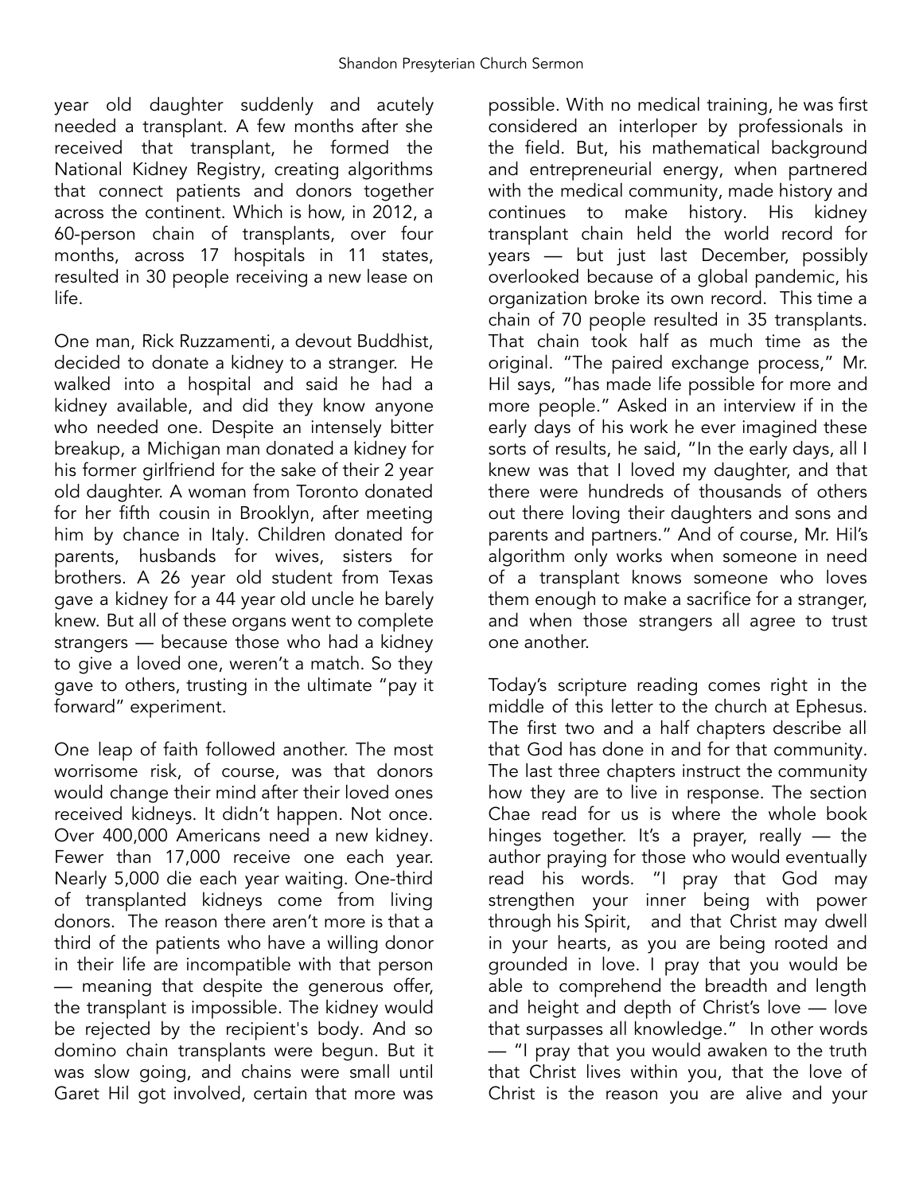year old daughter suddenly and acutely needed a transplant. A few months after she received that transplant, he formed the National Kidney Registry, creating algorithms that connect patients and donors together across the continent. Which is how, in 2012, a 60-person chain of transplants, over four months, across 17 hospitals in 11 states, resulted in 30 people receiving a new lease on life.

One man, Rick Ruzzamenti, a devout Buddhist, decided to donate a kidney to a stranger. He walked into a hospital and said he had a kidney available, and did they know anyone who needed one. Despite an intensely bitter breakup, a Michigan man donated a kidney for his former girlfriend for the sake of their 2 year old daughter. A woman from Toronto donated for her fifth cousin in Brooklyn, after meeting him by chance in Italy. Children donated for parents, husbands for wives, sisters for brothers. A 26 year old student from Texas gave a kidney for a 44 year old uncle he barely knew. But all of these organs went to complete strangers — because those who had a kidney to give a loved one, weren't a match. So they gave to others, trusting in the ultimate "pay it forward" experiment.

One leap of faith followed another. The most worrisome risk, of course, was that donors would change their mind after their loved ones received kidneys. It didn't happen. Not once. Over 400,000 Americans need a new kidney. Fewer than 17,000 receive one each year. Nearly 5,000 die each year waiting. One-third of transplanted kidneys come from living donors. The reason there aren't more is that a third of the patients who have a willing donor in their life are incompatible with that person — meaning that despite the generous offer, the transplant is impossible. The kidney would be rejected by the recipient's body. And so domino chain transplants were begun. But it was slow going, and chains were small until Garet Hil got involved, certain that more was possible. With no medical training, he was first considered an interloper by professionals in the field. But, his mathematical background and entrepreneurial energy, when partnered with the medical community, made history and continues to make history. His kidney transplant chain held the world record for years — but just last December, possibly overlooked because of a global pandemic, his organization broke its own record. This time a chain of 70 people resulted in 35 transplants. That chain took half as much time as the original. "The paired exchange process," Mr. Hil says, "has made life possible for more and more people." Asked in an interview if in the early days of his work he ever imagined these sorts of results, he said, "In the early days, all I knew was that I loved my daughter, and that there were hundreds of thousands of others out there loving their daughters and sons and parents and partners." And of course, Mr. Hil's algorithm only works when someone in need of a transplant knows someone who loves them enough to make a sacrifice for a stranger, and when those strangers all agree to trust one another.

Today's scripture reading comes right in the middle of this letter to the church at Ephesus. The first two and a half chapters describe all that God has done in and for that community. The last three chapters instruct the community how they are to live in response. The section Chae read for us is where the whole book hinges together. It's a prayer, really — the author praying for those who would eventually read his words. "I pray that God may strengthen your inner being with power through his Spirit, and that Christ may dwell in your hearts, as you are being rooted and grounded in love. I pray that you would be able to comprehend the breadth and length and height and depth of Christ's love — love that surpasses all knowledge." In other words — "I pray that you would awaken to the truth that Christ lives within you, that the love of Christ is the reason you are alive and your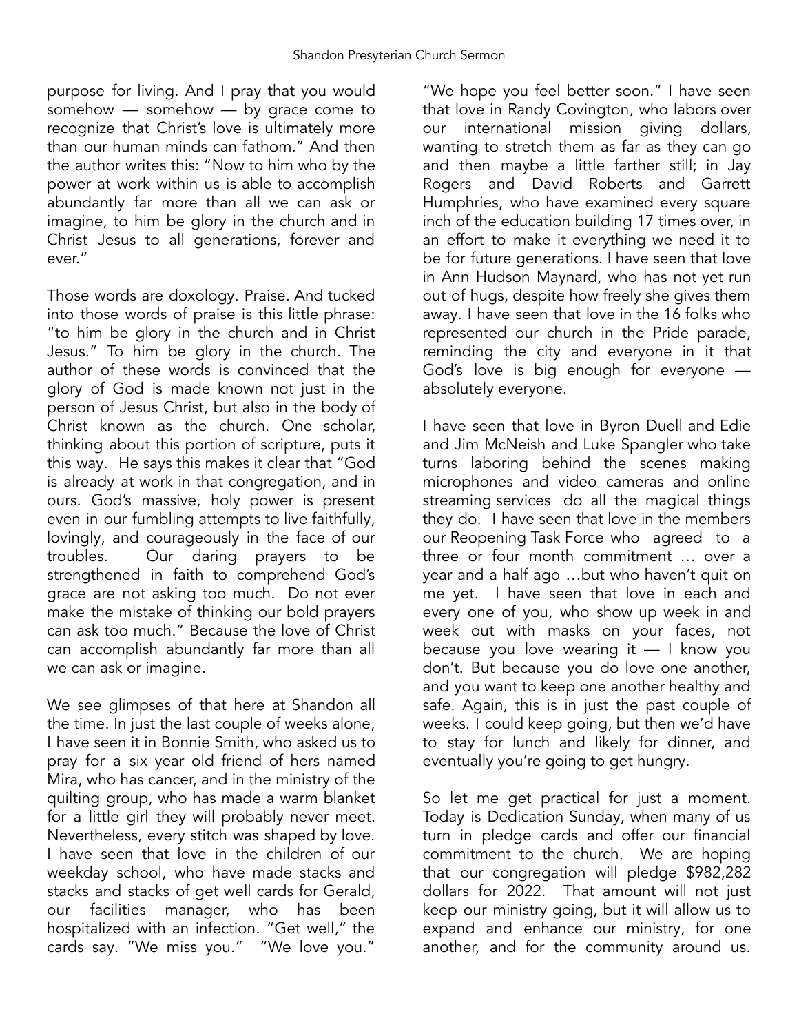purpose for living. And I pray that you would somehow — somehow — by grace come to recognize that Christ's love is ultimately more than our human minds can fathom." And then the author writes this: "Now to him who by the power at work within us is able to accomplish abundantly far more than all we can ask or imagine, to him be glory in the church and in Christ Jesus to all generations, forever and ever."

Those words are doxology. Praise. And tucked into those words of praise is this little phrase: "to him be glory in the church and in Christ Jesus." To him be glory in the church. The author of these words is convinced that the glory of God is made known not just in the person of Jesus Christ, but also in the body of Christ known as the church. One scholar, thinking about this portion of scripture, puts it this way. He says this makes it clear that "God is already at work in that congregation, and in ours. God's massive, holy power is present even in our fumbling attempts to live faithfully, lovingly, and courageously in the face of our troubles. Our daring prayers to be strengthened in faith to comprehend God's grace are not asking too much. Do not ever make the mistake of thinking our bold prayers can ask too much." Because the love of Christ can accomplish abundantly far more than all we can ask or imagine.

We see glimpses of that here at Shandon all the time. In just the last couple of weeks alone, I have seen it in Bonnie Smith, who asked us to pray for a six year old friend of hers named Mira, who has cancer, and in the ministry of the quilting group, who has made a warm blanket for a little girl they will probably never meet. Nevertheless, every stitch was shaped by love. I have seen that love in the children of our weekday school, who have made stacks and stacks and stacks of get well cards for Gerald, our facilities manager, who has been hospitalized with an infection. "Get well," the cards say. "We miss you." "We love you." "We hope you feel better soon." I have seen that love in Randy Covington, who labors over our international mission giving dollars, wanting to stretch them as far as they can go and then maybe a little farther still; in Jay Rogers and David Roberts and Garrett Humphries, who have examined every square inch of the education building 17 times over, in an effort to make it everything we need it to be for future generations. I have seen that love in Ann Hudson Maynard, who has not yet run out of hugs, despite how freely she gives them away. I have seen that love in the 16 folks who represented our church in the Pride parade, reminding the city and everyone in it that God's love is big enough for everyone — absolutely everyone.

I have seen that love in Byron Duell and Edie and Jim McNeish and Luke Spangler who take turns laboring behind the scenes making microphones and video cameras and online streaming services do all the magical things they do. I have seen that love in the members our Reopening Task Force who agreed to a three or four month commitment … over a year and a half ago …but who haven't quit on me yet. I have seen that love in each and every one of you, who show up week in and week out with masks on your faces, not because you love wearing it — I know you don't. But because you do love one another, and you want to keep one another healthy and safe. Again, this is in just the past couple of weeks. I could keep going, but then we'd have to stay for lunch and likely for dinner, and eventually you're going to get hungry.

So let me get practical for just a moment. Today is Dedication Sunday, when many of us turn in pledge cards and offer our financial commitment to the church. We are hoping that our congregation will pledge $982,282 dollars for 2022. That amount will not just keep our ministry going, but it will allow us to expand and enhance our ministry, for one another, and for the community around us.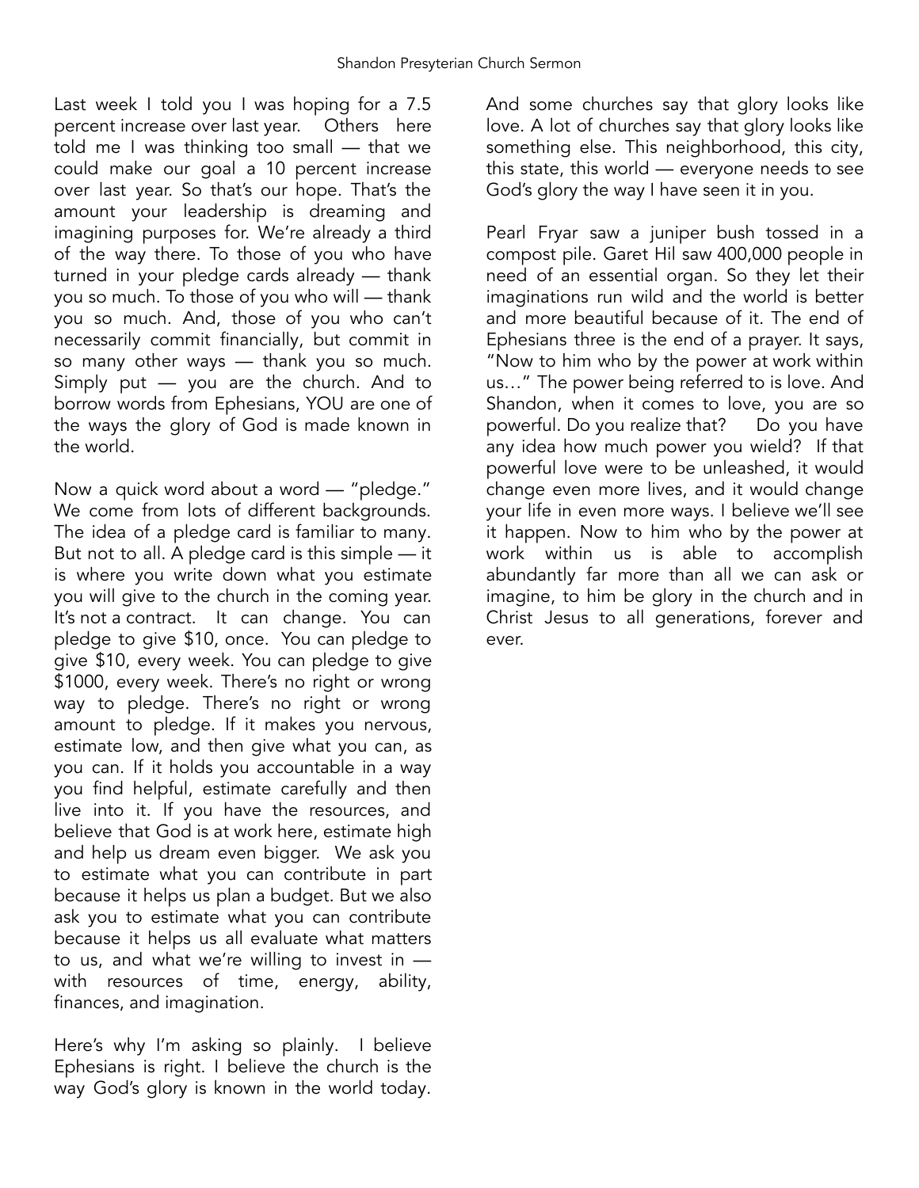Last week I told you I was hoping for a 7.5 percent increase over last year. Others here told me I was thinking too small — that we could make our goal a 10 percent increase over last year. So that's our hope. That's the amount your leadership is dreaming and imagining purposes for. We're already a third of the way there. To those of you who have turned in your pledge cards already — thank you so much. To those of you who will — thank you so much. And, those of you who can't necessarily commit financially, but commit in so many other ways — thank you so much. Simply put — you are the church. And to borrow words from Ephesians, YOU are one of the ways the glory of God is made known in the world.

Now a quick word about a word — "pledge." We come from lots of different backgrounds. The idea of a pledge card is familiar to many. But not to all. A pledge card is this simple — it is where you write down what you estimate you will give to the church in the coming year. It's not a contract. It can change. You can pledge to give $10, once. You can pledge to give $10, every week. You can pledge to give $1000, every week. There's no right or wrong way to pledge. There's no right or wrong amount to pledge. If it makes you nervous, estimate low, and then give what you can, as you can. If it holds you accountable in a way you find helpful, estimate carefully and then live into it. If you have the resources, and believe that God is at work here, estimate high and help us dream even bigger. We ask you to estimate what you can contribute in part because it helps us plan a budget. But we also ask you to estimate what you can contribute because it helps us all evaluate what matters to us, and what we're willing to invest in — with resources of time, energy, ability, finances, and imagination.

Here's why I'm asking so plainly. I believe Ephesians is right. I believe the church is the way God's glory is known in the world today. And some churches say that glory looks like love. A lot of churches say that glory looks like something else. This neighborhood, this city, this state, this world — everyone needs to see God's glory the way I have seen it in you.

Pearl Fryar saw a juniper bush tossed in a compost pile. Garet Hil saw 400,000 people in need of an essential organ. So they let their imaginations run wild and the world is better and more beautiful because of it. The end of Ephesians three is the end of a prayer. It says, "Now to him who by the power at work within us…" The power being referred to is love. And Shandon, when it comes to love, you are so powerful. Do you realize that? Do you have any idea how much power you wield? If that powerful love were to be unleashed, it would change even more lives, and it would change your life in even more ways. I believe we'll see it happen. Now to him who by the power at work within us is able to accomplish abundantly far more than all we can ask or imagine, to him be glory in the church and in Christ Jesus to all generations, forever and ever.